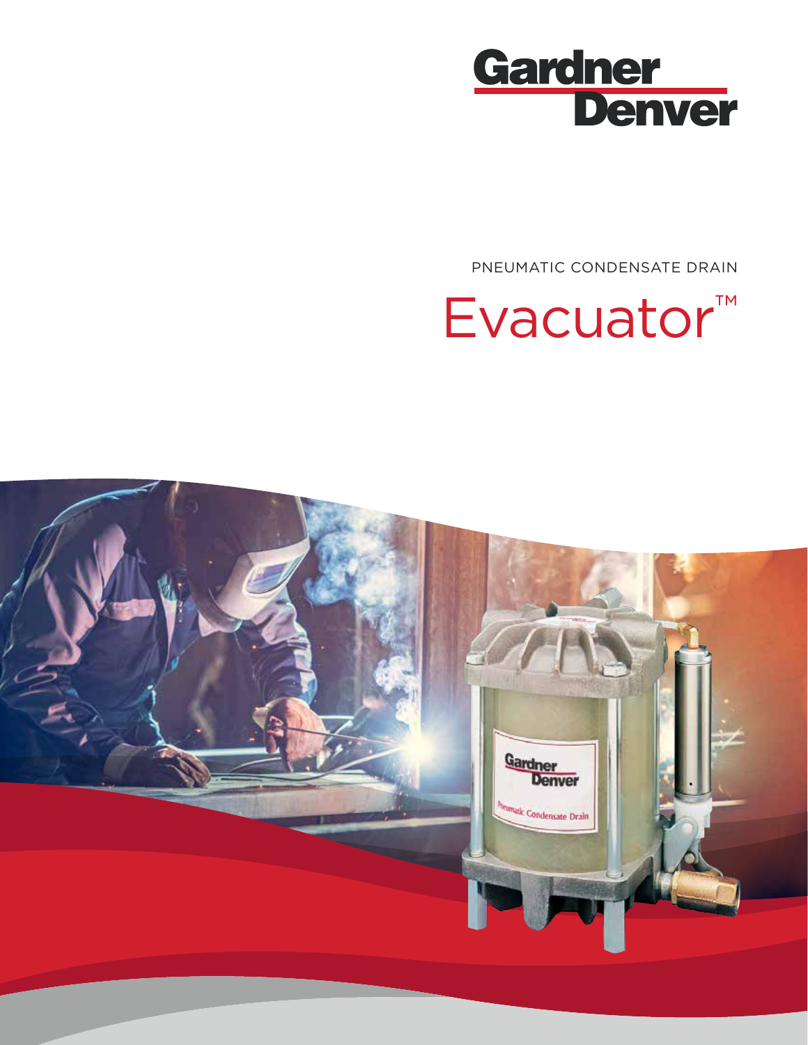Gardner Denver

PNEUMATIC CONDENSATE DRAIN

# Evacuator™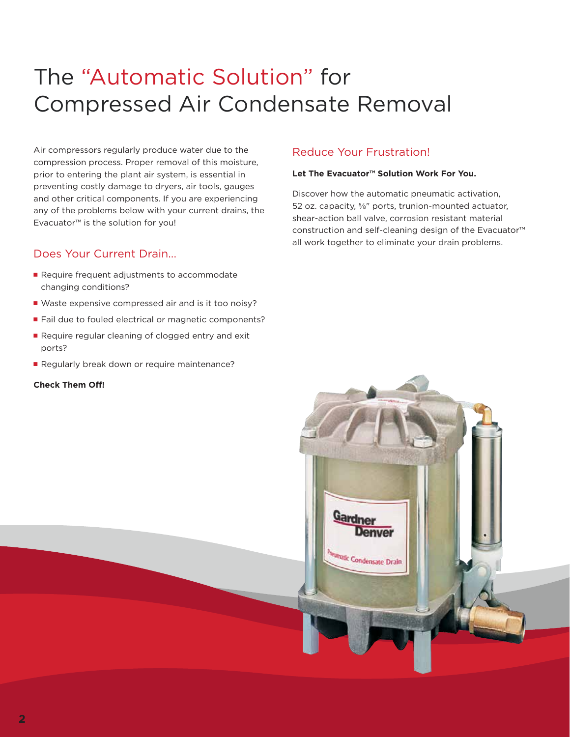# The "Automatic Solution" for Compressed Air Condensate Removal

Air compressors regularly produce water due to the compression process. Proper removal of this moisture, prior to entering the plant air system, is essential in preventing costly damage to dryers, air tools, gauges and other critical components. If you are experiencing any of the problems below with your current drains, the Evacuator™ is the solution for you!

## Does Your Current Drain...

- Require frequent adjustments to accommodate changing conditions?
- Waste expensive compressed air and is it too noisy?
- Fail due to fouled electrical or magnetic components?
- Require regular cleaning of clogged entry and exit ports?
- Regularly break down or require maintenance?

**Check Them Off!**

## Reduce Your Frustration!

**Let The Evacuator™ Solution Work For You.**

Discover how the automatic pneumatic activation, 52 oz. capacity, ⅝" ports, trunion-mounted actuator, shear-action ball valve, corrosion resistant material construction and self-cleaning design of the Evacuator™ all work together to eliminate your drain problems.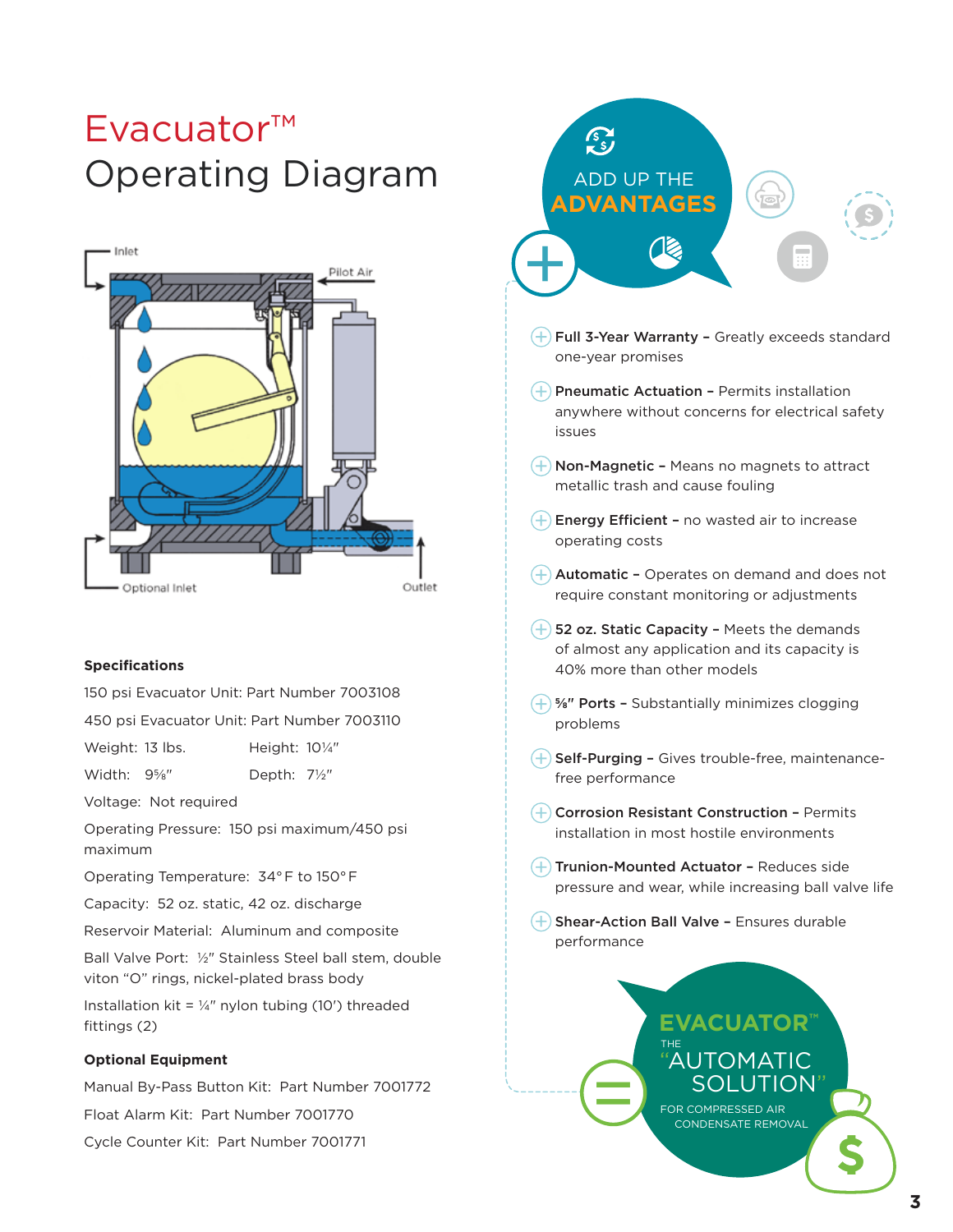# Evacuator™ Operating Diagram

Inlet

Pilot Air

Optional Inlet

Outlet

**Specifications**

150 psi Evacuator Unit: Part Number 7003108

450 psi Evacuator Unit: Part Number 7003110

Weight: 13 lbs. Height: 10¼"

Width: 9⅝" Depth: 7½"

Voltage: Not required

Operating Pressure: 150 psi maximum/450 psi maximum

Operating Temperature: 34° F to 150° F

Capacity: 52 oz. static, 42 oz. discharge

Reservoir Material: Aluminum and composite

Ball Valve Port: ½" Stainless Steel ball stem, double viton "O" rings, nickel-plated brass body

Installation kit = ¼" nylon tubing (10') threaded fittings (2)

**Optional Equipment**

Manual By-Pass Button Kit: Part Number 7001772

Float Alarm Kit: Part Number 7001770

Cycle Counter Kit: Part Number 7001771

## ADD UP THE ADVANTAGES

- **Full 3-Year Warranty –** Greatly exceeds standard one-year promises
- **Pneumatic Actuation –** Permits installation anywhere without concerns for electrical safety issues
- **Non-Magnetic –** Means no magnets to attract metallic trash and cause fouling
- **Energy Efficient –** no wasted air to increase operating costs
- **Automatic –** Operates on demand and does not require constant monitoring or adjustments
- **52 oz. Static Capacity –** Meets the demands of almost any application and its capacity is 40% more than other models
- **⅝" Ports –** Substantially minimizes clogging problems
- **Self-Purging –** Gives trouble-free, maintenance-free performance
- **Corrosion Resistant Construction –** Permits installation in most hostile environments
- **Trunion-Mounted Actuator –** Reduces side pressure and wear, while increasing ball valve life
- **Shear-Action Ball Valve –** Ensures durable performance

**EVACUATOR™**
THE "AUTOMATIC SOLUTION"
FOR COMPRESSED AIR CONDENSATE REMOVAL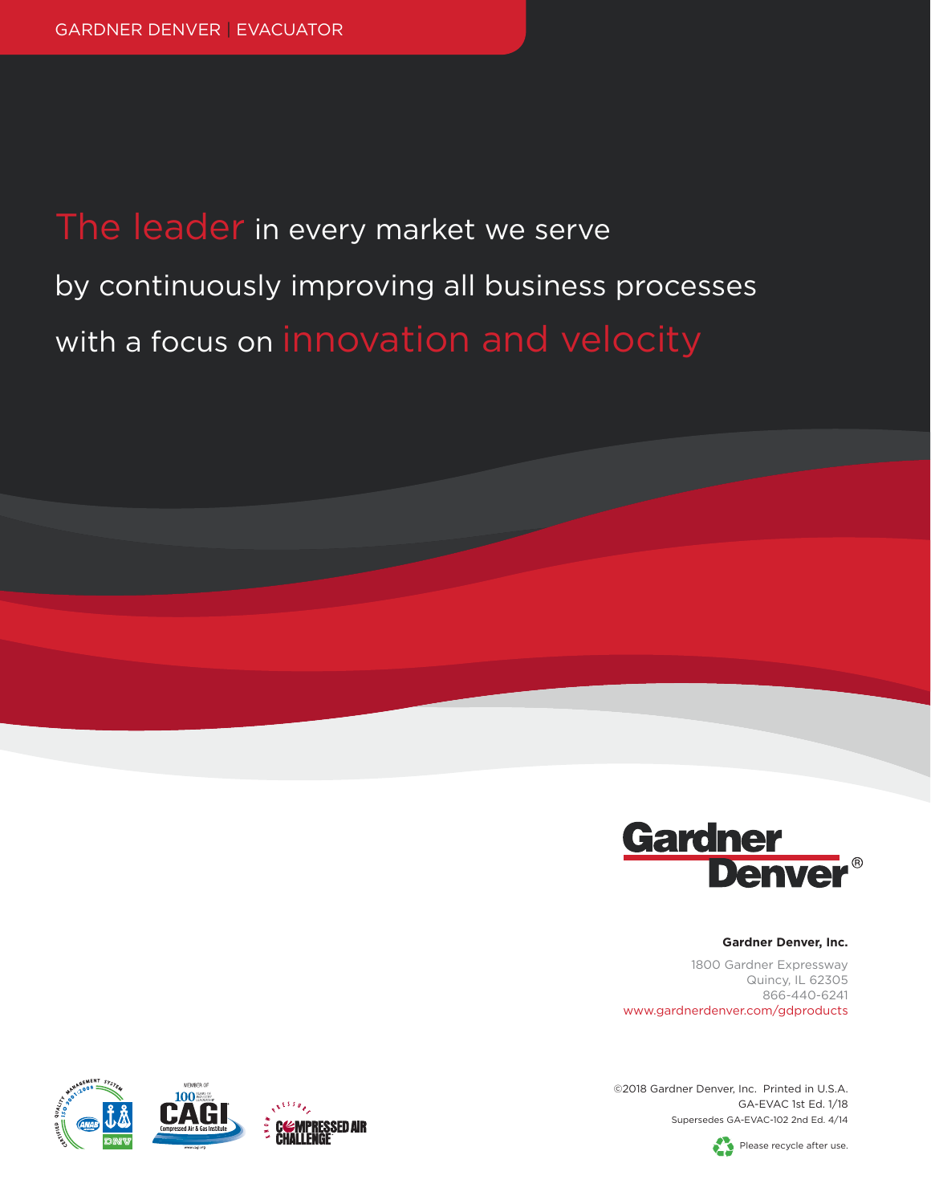The leader in every market we serve

by continuously improving all business processes

with a focus on innovation and velocity

**Gardner Denver, Inc.**

1800 Gardner Expressway
Quincy, IL 62305
866-440-6241
www.gardnerdenver.com/gdproducts

©2018 Gardner Denver, Inc. Printed in U.S.A.
GA-EVAC 1st Ed. 1/18
Supersedes GA-EVAC-102 2nd Ed. 4/14

Please recycle after use.